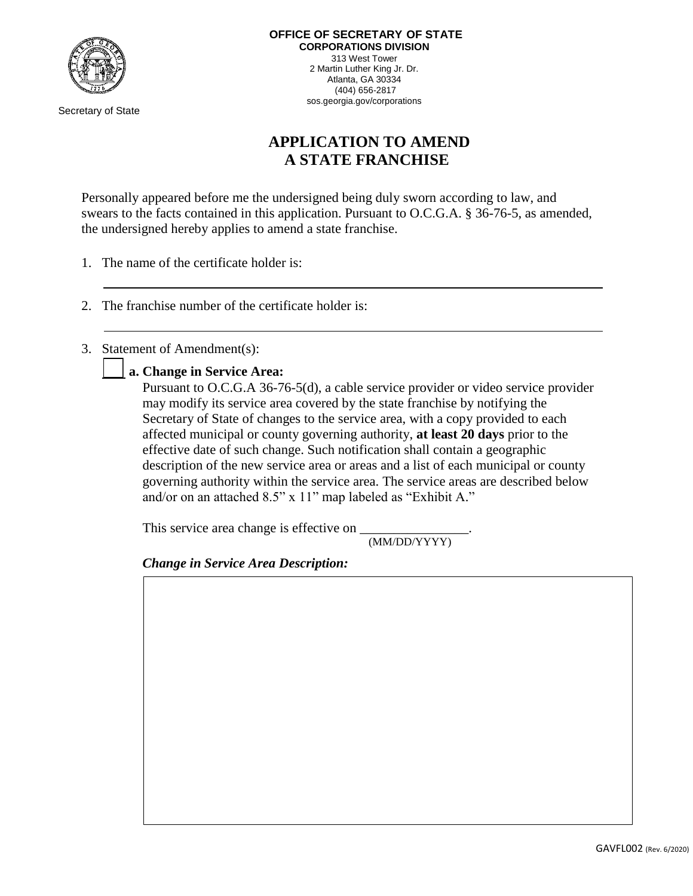Secretary of State

**OFFICE OF SECRETARY OF STATE**
**CORPORATIONS DIVISION**
313 West Tower
2 Martin Luther King Jr. Dr.
Atlanta, GA 30334
(404) 656-2817
sos.georgia.gov/corporations

# APPLICATION TO AMEND A STATE FRANCHISE

Personally appeared before me the undersigned being duly sworn according to law, and swears to the facts contained in this application. Pursuant to O.C.G.A. § 36-76-5, as amended, the undersigned hereby applies to amend a state franchise.

1. The name of the certificate holder is:

_______________________________________________

2. The franchise number of the certificate holder is:

_______________________________________________

3. Statement of Amendment(s):

☐ **a. Change in Service Area:**

Pursuant to O.C.G.A 36-76-5(d), a cable service provider or video service provider may modify its service area covered by the state franchise by notifying the Secretary of State of changes to the service area, with a copy provided to each affected municipal or county governing authority, **at least 20 days** prior to the effective date of such change. Such notification shall contain a geographic description of the new service area or areas and a list of each municipal or county governing authority within the service area. The service areas are described below and/or on an attached 8.5" x 11" map labeled as "Exhibit A."

This service area change is effective on ________________.
(MM/DD/YYYY)

***Change in Service Area Description:***

GAVFL002 (Rev. 6/2020)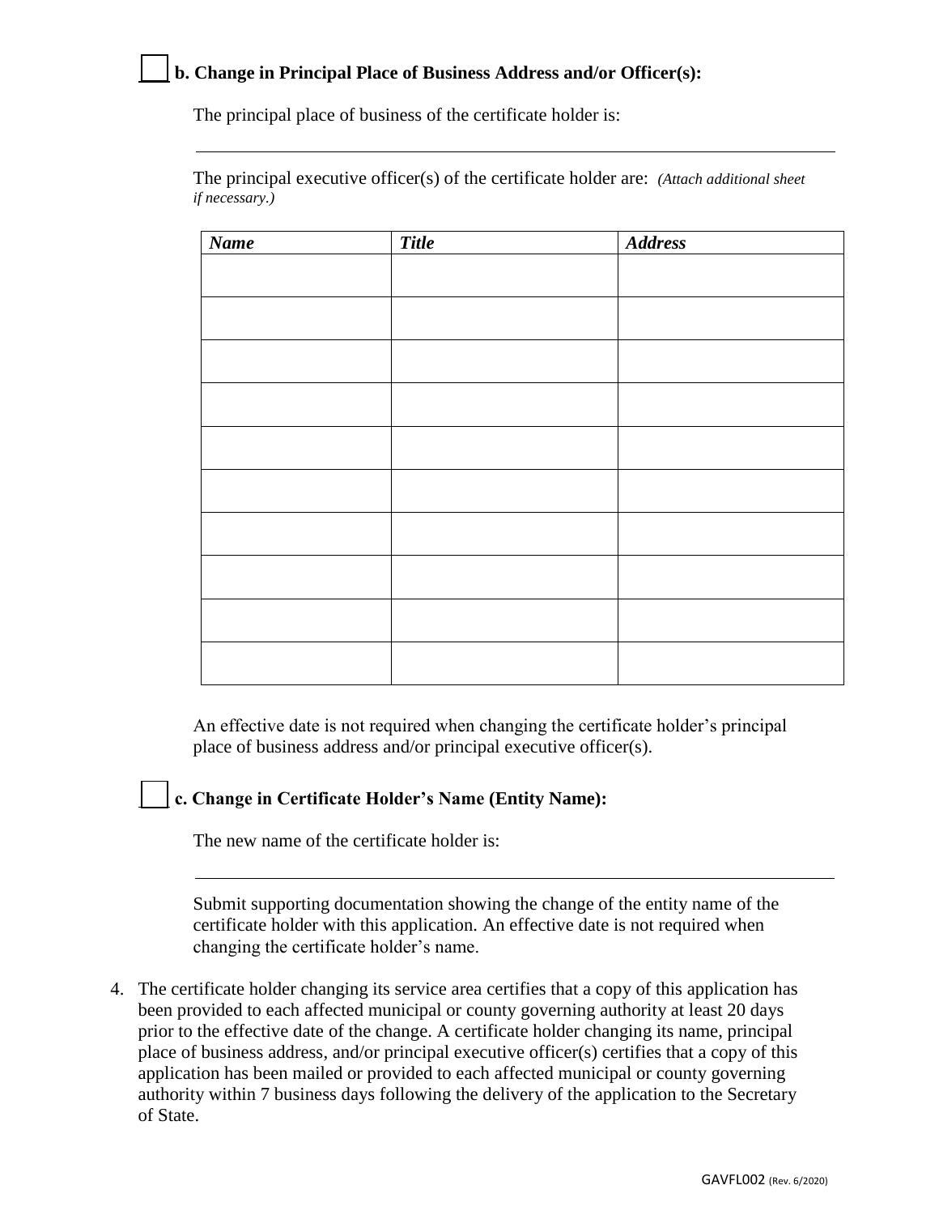☐ **b. Change in Principal Place of Business Address and/or Officer(s):**

The principal place of business of the certificate holder is:

\_\_\_\_\_\_\_\_\_\_\_\_\_\_\_\_\_\_\_\_\_\_\_\_\_\_\_\_\_\_\_\_\_\_\_\_\_\_\_\_\_\_\_\_\_\_\_\_\_\_\_\_\_\_\_\_\_\_\_\_

The principal executive officer(s) of the certificate holder are: *(Attach additional sheet if necessary.)*

| ***Name*** | ***Title*** | ***Address*** |
|---|---|---|
| | | |
| | | |
| | | |
| | | |
| | | |
| | | |
| | | |
| | | |
| | | |
| | | |

An effective date is not required when changing the certificate holder's principal place of business address and/or principal executive officer(s).

☐ **c. Change in Certificate Holder's Name (Entity Name):**

The new name of the certificate holder is:

\_\_\_\_\_\_\_\_\_\_\_\_\_\_\_\_\_\_\_\_\_\_\_\_\_\_\_\_\_\_\_\_\_\_\_\_\_\_\_\_\_\_\_\_\_\_\_\_\_\_\_\_\_\_\_\_\_\_\_\_

Submit supporting documentation showing the change of the entity name of the certificate holder with this application. An effective date is not required when changing the certificate holder's name.

4. The certificate holder changing its service area certifies that a copy of this application has been provided to each affected municipal or county governing authority at least 20 days prior to the effective date of the change. A certificate holder changing its name, principal place of business address, and/or principal executive officer(s) certifies that a copy of this application has been mailed or provided to each affected municipal or county governing authority within 7 business days following the delivery of the application to the Secretary of State.

GAVFL002 (Rev. 6/2020)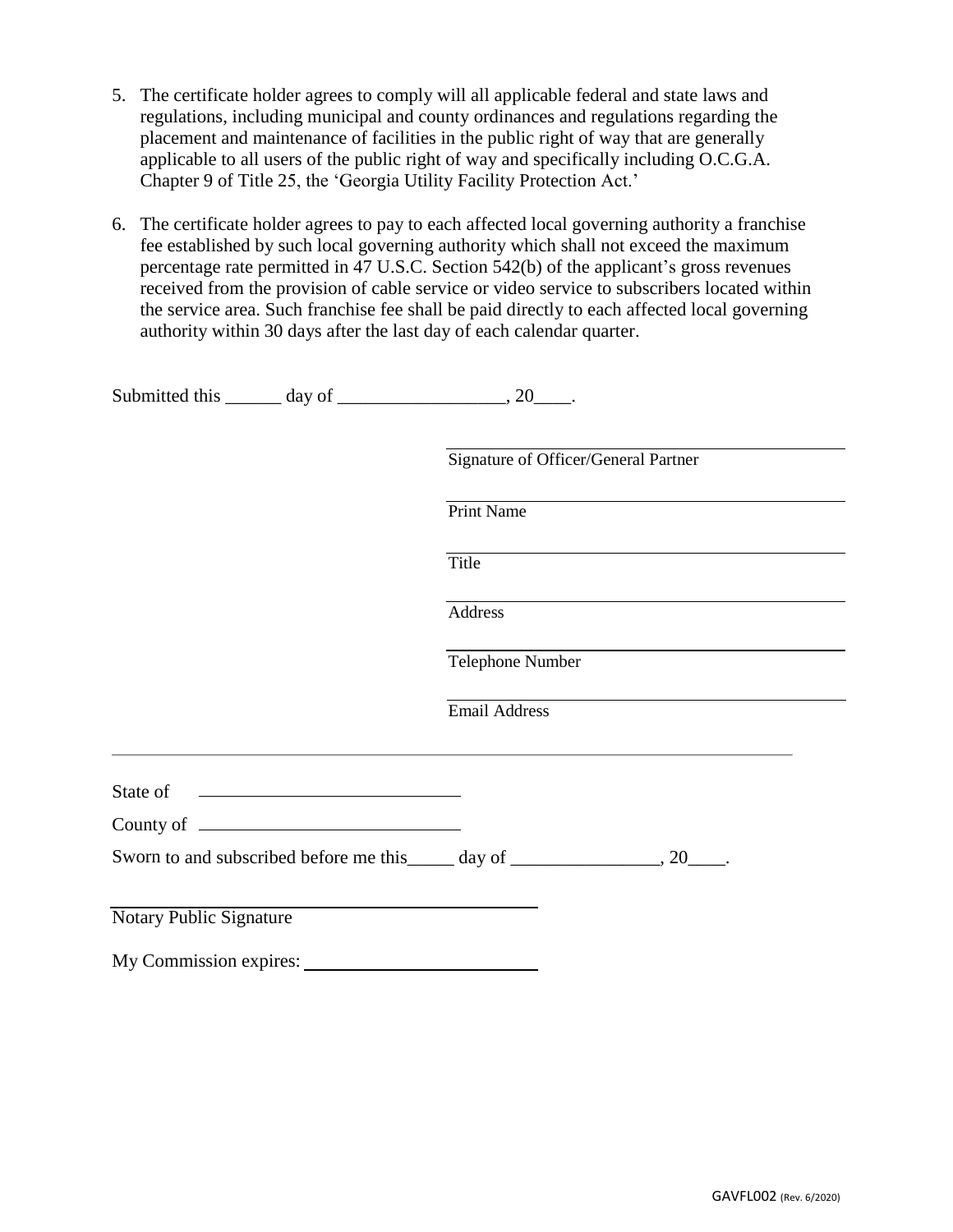5. The certificate holder agrees to comply will all applicable federal and state laws and regulations, including municipal and county ordinances and regulations regarding the placement and maintenance of facilities in the public right of way that are generally applicable to all users of the public right of way and specifically including O.C.G.A. Chapter 9 of Title 25, the 'Georgia Utility Facility Protection Act.'

6. The certificate holder agrees to pay to each affected local governing authority a franchise fee established by such local governing authority which shall not exceed the maximum percentage rate permitted in 47 U.S.C. Section 542(b) of the applicant's gross revenues received from the provision of cable service or video service to subscribers located within the service area. Such franchise fee shall be paid directly to each affected local governing authority within 30 days after the last day of each calendar quarter.

Submitted this ______ day of __________________, 20____.

______________________________
Signature of Officer/General Partner

______________________________
Print Name

______________________________
Title

______________________________
Address

______________________________
Telephone Number

______________________________
Email Address

---

State of ______________________________

County of ______________________________

Sworn to and subscribed before me this_____ day of ________________, 20____.

______________________________
Notary Public Signature

My Commission expires: ______________________________

GAVFL002 (Rev. 6/2020)